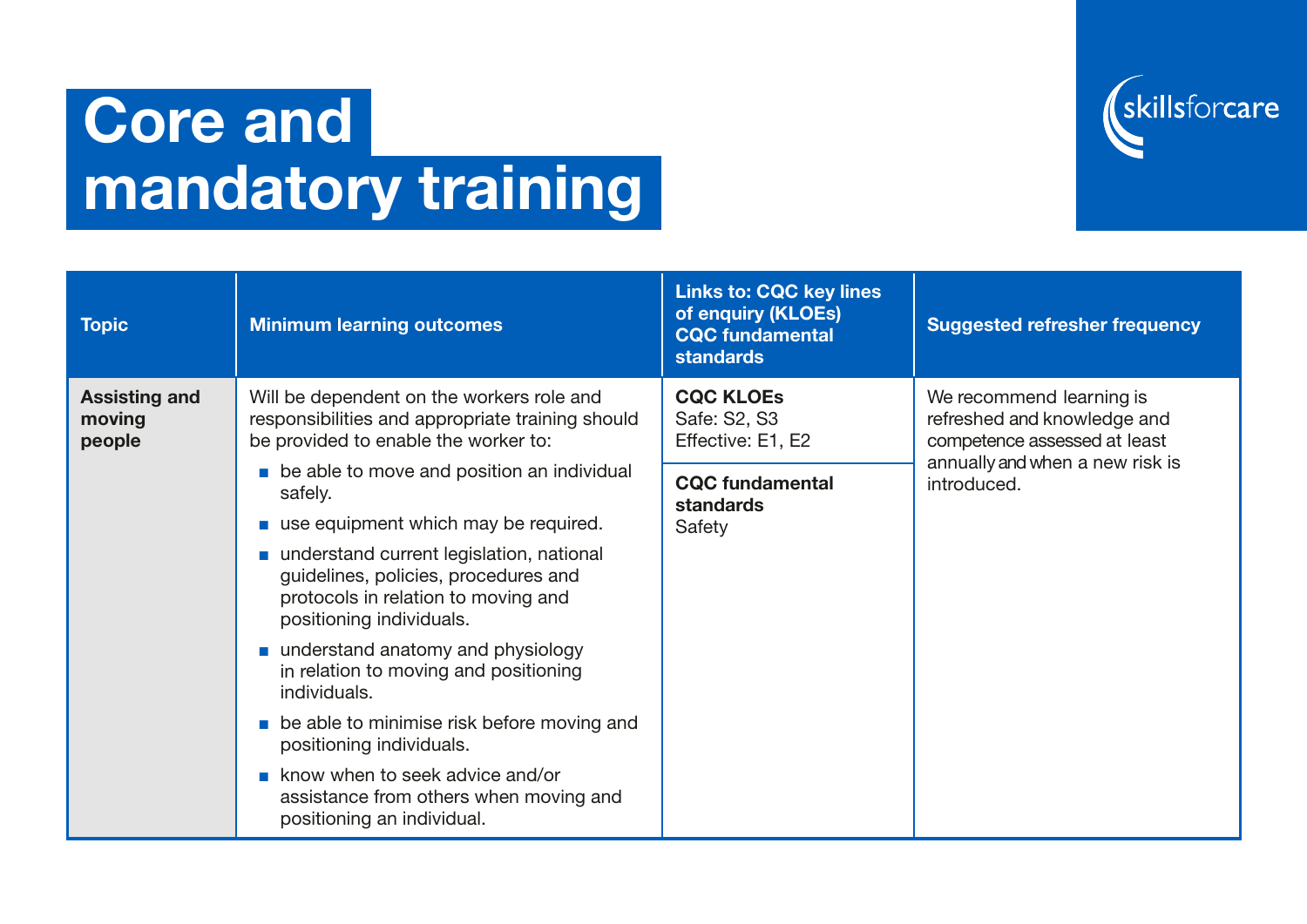# Core and mandatory training

| Topic | Minimum learning outcomes | Links to: CQC key lines of enquiry (KLOEs) CQC fundamental standards | Suggested refresher frequency |
|---|---|---|---|
| **Assisting and moving people** | Will be dependent on the workers role and responsibilities and appropriate training should be provided to enable the worker to:<br>■ be able to move and position an individual safely.<br>■ use equipment which may be required.<br>■ understand current legislation, national guidelines, policies, procedures and protocols in relation to moving and positioning individuals.<br>■ understand anatomy and physiology in relation to moving and positioning individuals.<br>■ be able to minimise risk before moving and positioning individuals.<br>■ know when to seek advice and/or assistance from others when moving and positioning an individual. | **CQC KLOEs**<br>Safe: S2, S3<br>Effective: E1, E2<br><br>**CQC fundamental standards**<br>Safety | We recommend learning is refreshed and knowledge and competence assessed at least annually and when a new risk is introduced. |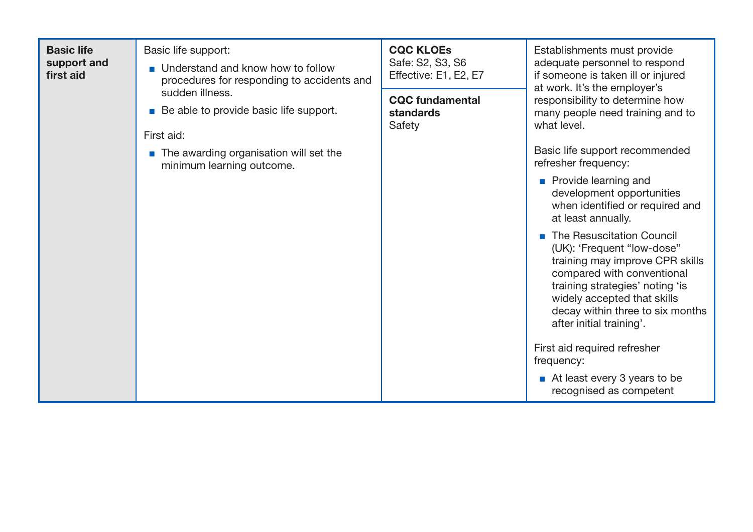| | | | |
|---|---|---|---|
| **Basic life support and first aid** | Basic life support:<br>■ Understand and know how to follow procedures for responding to accidents and sudden illness.<br>■ Be able to provide basic life support.<br><br>First aid:<br>■ The awarding organisation will set the minimum learning outcome. | **CQC KLOEs**<br>Safe: S2, S3, S6<br>Effective: E1, E2, E7<br><br>**CQC fundamental standards**<br>Safety | Establishments must provide adequate personnel to respond if someone is taken ill or injured at work. It's the employer's responsibility to determine how many people need training and to what level.<br><br>Basic life support recommended refresher frequency:<br>■ Provide learning and development opportunities when identified or required and at least annually.<br>■ The Resuscitation Council (UK): 'Frequent "low-dose" training may improve CPR skills compared with conventional training strategies' noting 'is widely accepted that skills decay within three to six months after initial training'.<br><br>First aid required refresher frequency:<br>■ At least every 3 years to be recognised as competent |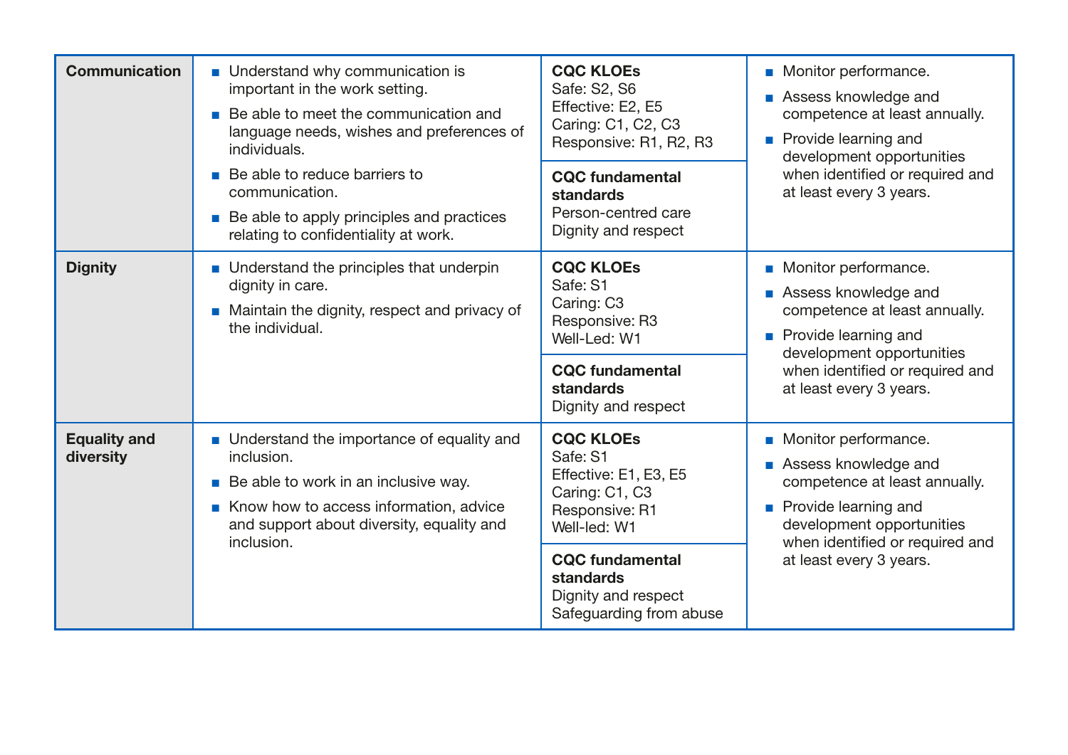| Communication | ■ Understand why communication is important in the work setting.<br>■ Be able to meet the communication and language needs, wishes and preferences of individuals.<br>■ Be able to reduce barriers to communication.<br>■ Be able to apply principles and practices relating to confidentiality at work. | **CQC KLOEs**<br>Safe: S2, S6<br>Effective: E2, E5<br>Caring: C1, C2, C3<br>Responsive: R1, R2, R3<br><br>**CQC fundamental standards**<br>Person-centred care<br>Dignity and respect | ■ Monitor performance.<br>■ Assess knowledge and competence at least annually.<br>■ Provide learning and development opportunities when identified or required and at least every 3 years. |
|---|---|---|---|
| **Dignity** | ■ Understand the principles that underpin dignity in care.<br>■ Maintain the dignity, respect and privacy of the individual. | **CQC KLOEs**<br>Safe: S1<br>Caring: C3<br>Responsive: R3<br>Well-Led: W1<br><br>**CQC fundamental standards**<br>Dignity and respect | ■ Monitor performance.<br>■ Assess knowledge and competence at least annually.<br>■ Provide learning and development opportunities when identified or required and at least every 3 years. |
| **Equality and diversity** | ■ Understand the importance of equality and inclusion.<br>■ Be able to work in an inclusive way.<br>■ Know how to access information, advice and support about diversity, equality and inclusion. | **CQC KLOEs**<br>Safe: S1<br>Effective: E1, E3, E5<br>Caring: C1, C3<br>Responsive: R1<br>Well-led: W1<br><br>**CQC fundamental standards**<br>Dignity and respect<br>Safeguarding from abuse | ■ Monitor performance.<br>■ Assess knowledge and competence at least annually.<br>■ Provide learning and development opportunities when identified or required and at least every 3 years. |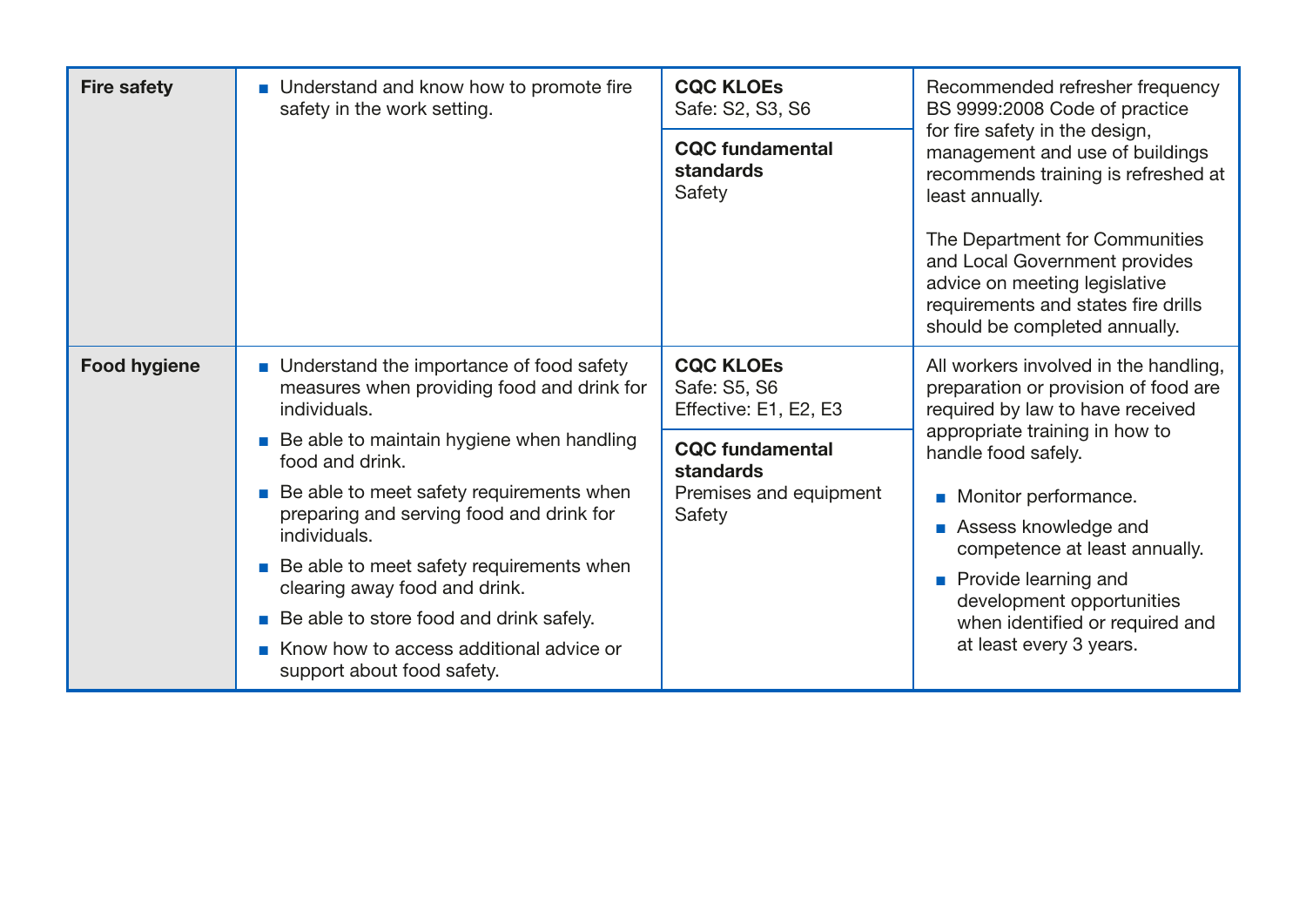| | | | |
|---|---|---|---|
| **Fire safety** | ■ Understand and know how to promote fire safety in the work setting. | **CQC KLOEs**<br>Safe: S2, S3, S6<br><br>**CQC fundamental standards**<br>Safety | Recommended refresher frequency BS 9999:2008 Code of practice for fire safety in the design, management and use of buildings recommends training is refreshed at least annually.<br><br>The Department for Communities and Local Government provides advice on meeting legislative requirements and states fire drills should be completed annually. |
| **Food hygiene** | ■ Understand the importance of food safety measures when providing food and drink for individuals.<br>■ Be able to maintain hygiene when handling food and drink.<br>■ Be able to meet safety requirements when preparing and serving food and drink for individuals.<br>■ Be able to meet safety requirements when clearing away food and drink.<br>■ Be able to store food and drink safely.<br>■ Know how to access additional advice or support about food safety. | **CQC KLOEs**<br>Safe: S5, S6<br>Effective: E1, E2, E3<br><br>**CQC fundamental standards**<br>Premises and equipment<br>Safety | All workers involved in the handling, preparation or provision of food are required by law to have received appropriate training in how to handle food safely.<br><br>■ Monitor performance.<br>■ Assess knowledge and competence at least annually.<br>■ Provide learning and development opportunities when identified or required and at least every 3 years. |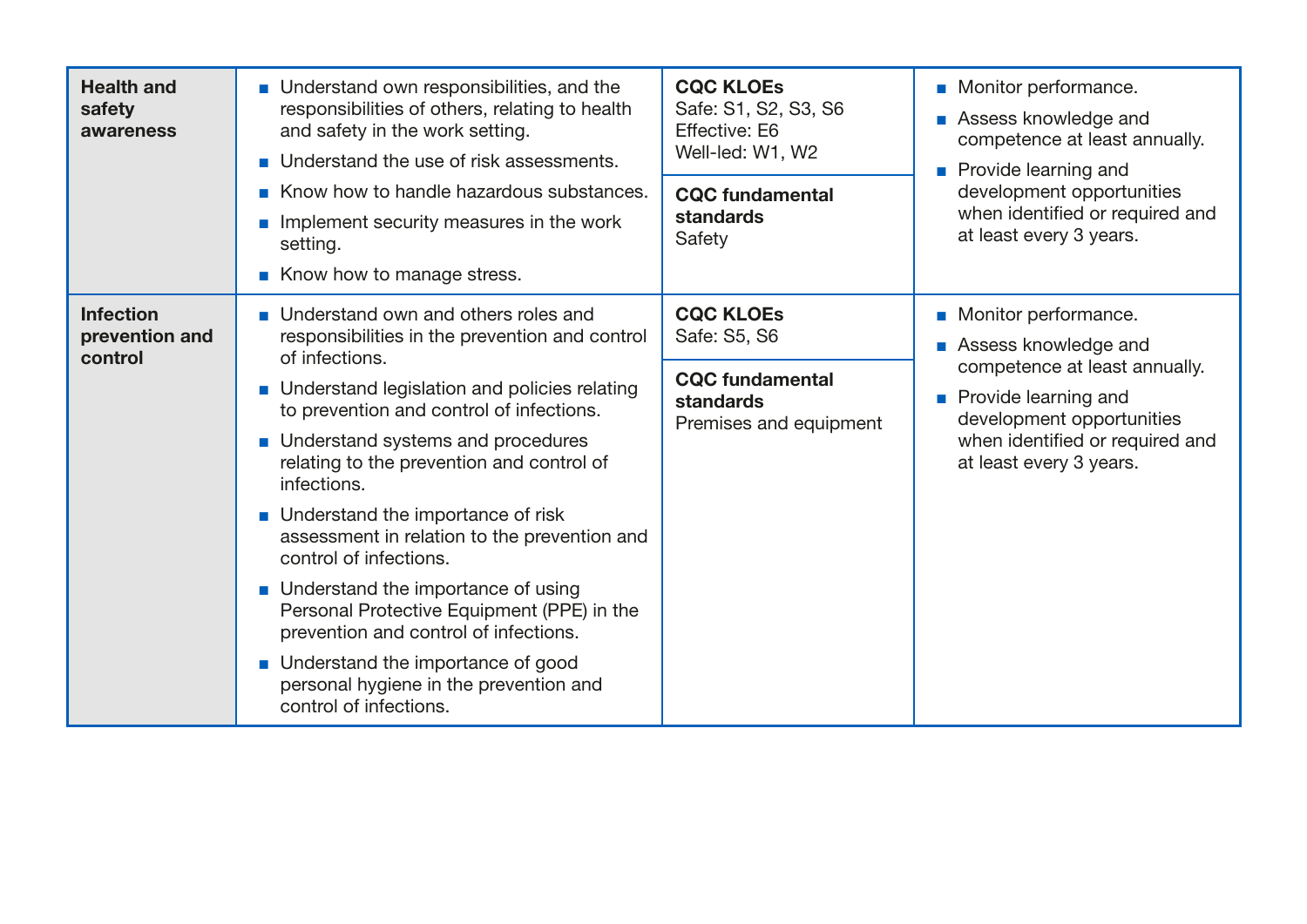| | | | |
|---|---|---|---|
| **Health and safety awareness** | ■ Understand own responsibilities, and the responsibilities of others, relating to health and safety in the work setting.<br>■ Understand the use of risk assessments.<br>■ Know how to handle hazardous substances.<br>■ Implement security measures in the work setting.<br>■ Know how to manage stress. | **CQC KLOEs**<br>Safe: S1, S2, S3, S6<br>Effective: E6<br>Well-led: W1, W2<br><br>**CQC fundamental standards**<br>Safety | ■ Monitor performance.<br>■ Assess knowledge and competence at least annually.<br>■ Provide learning and development opportunities when identified or required and at least every 3 years. |
| **Infection prevention and control** | ■ Understand own and others roles and responsibilities in the prevention and control of infections.<br>■ Understand legislation and policies relating to prevention and control of infections.<br>■ Understand systems and procedures relating to the prevention and control of infections.<br>■ Understand the importance of risk assessment in relation to the prevention and control of infections.<br>■ Understand the importance of using Personal Protective Equipment (PPE) in the prevention and control of infections.<br>■ Understand the importance of good personal hygiene in the prevention and control of infections. | **CQC KLOEs**<br>Safe: S5, S6<br><br>**CQC fundamental standards**<br>Premises and equipment | ■ Monitor performance.<br>■ Assess knowledge and competence at least annually.<br>■ Provide learning and development opportunities when identified or required and at least every 3 years. |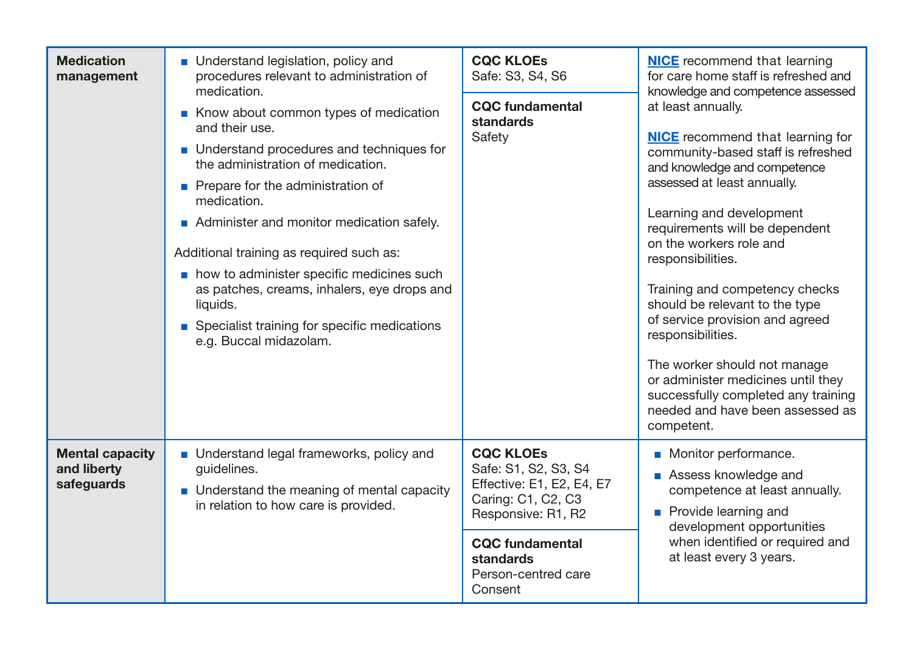| | | | |
|---|---|---|---|
| **Medication management** | ▪ Understand legislation, policy and procedures relevant to administration of medication.<br>▪ Know about common types of medication and their use.<br>▪ Understand procedures and techniques for the administration of medication.<br>▪ Prepare for the administration of medication.<br>▪ Administer and monitor medication safely.<br><br>Additional training as required such as:<br>▪ how to administer specific medicines such as patches, creams, inhalers, eye drops and liquids.<br>▪ Specialist training for specific medications e.g. Buccal midazolam. | **CQC KLOEs**<br>Safe: S3, S4, S6<br><br>**CQC fundamental standards**<br>Safety | [NICE](#) recommend that learning for care home staff is refreshed and knowledge and competence assessed at least annually.<br><br>[NICE](#) recommend that learning for community-based staff is refreshed and knowledge and competence assessed at least annually.<br><br>Learning and development requirements will be dependent on the workers role and responsibilities.<br><br>Training and competency checks should be relevant to the type of service provision and agreed responsibilities.<br><br>The worker should not manage or administer medicines until they successfully completed any training needed and have been assessed as competent. |
| **Mental capacity and liberty safeguards** | ▪ Understand legal frameworks, policy and guidelines.<br>▪ Understand the meaning of mental capacity in relation to how care is provided. | **CQC KLOEs**<br>Safe: S1, S2, S3, S4<br>Effective: E1, E2, E4, E7<br>Caring: C1, C2, C3<br>Responsive: R1, R2<br><br>**CQC fundamental standards**<br>Person-centred care<br>Consent | ▪ Monitor performance.<br>▪ Assess knowledge and competence at least annually.<br>▪ Provide learning and development opportunities when identified or required and at least every 3 years. |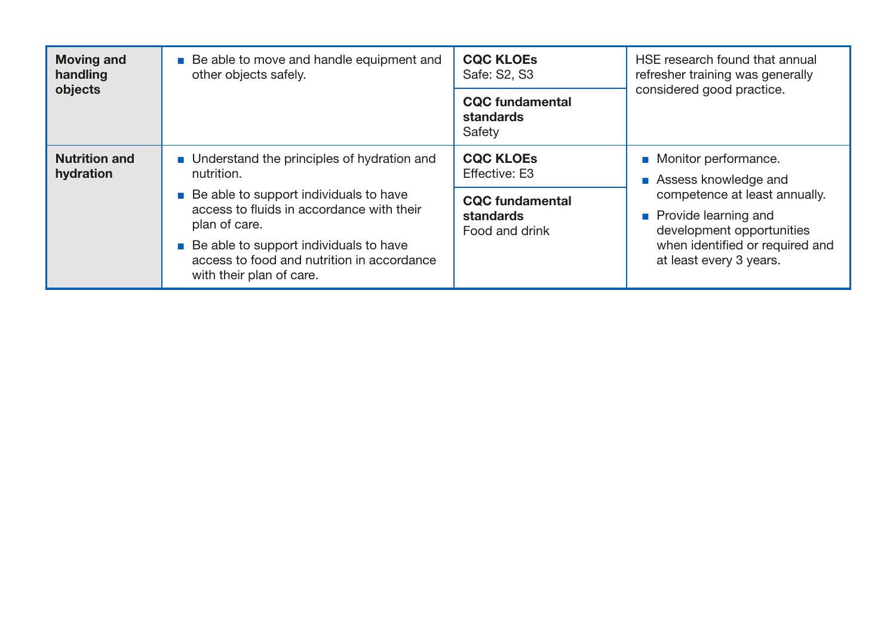| Moving and handling objects | ■ Be able to move and handle equipment and other objects safely. | **CQC KLOEs**<br>Safe: S2, S3<br><br>**CQC fundamental standards**<br>Safety | HSE research found that annual refresher training was generally considered good practice. |
|---|---|---|---|
| **Nutrition and hydration** | ■ Understand the principles of hydration and nutrition.<br>■ Be able to support individuals to have access to fluids in accordance with their plan of care.<br>■ Be able to support individuals to have access to food and nutrition in accordance with their plan of care. | **CQC KLOEs**<br>Effective: E3<br><br>**CQC fundamental standards**<br>Food and drink | ■ Monitor performance.<br>■ Assess knowledge and competence at least annually.<br>■ Provide learning and development opportunities when identified or required and at least every 3 years. |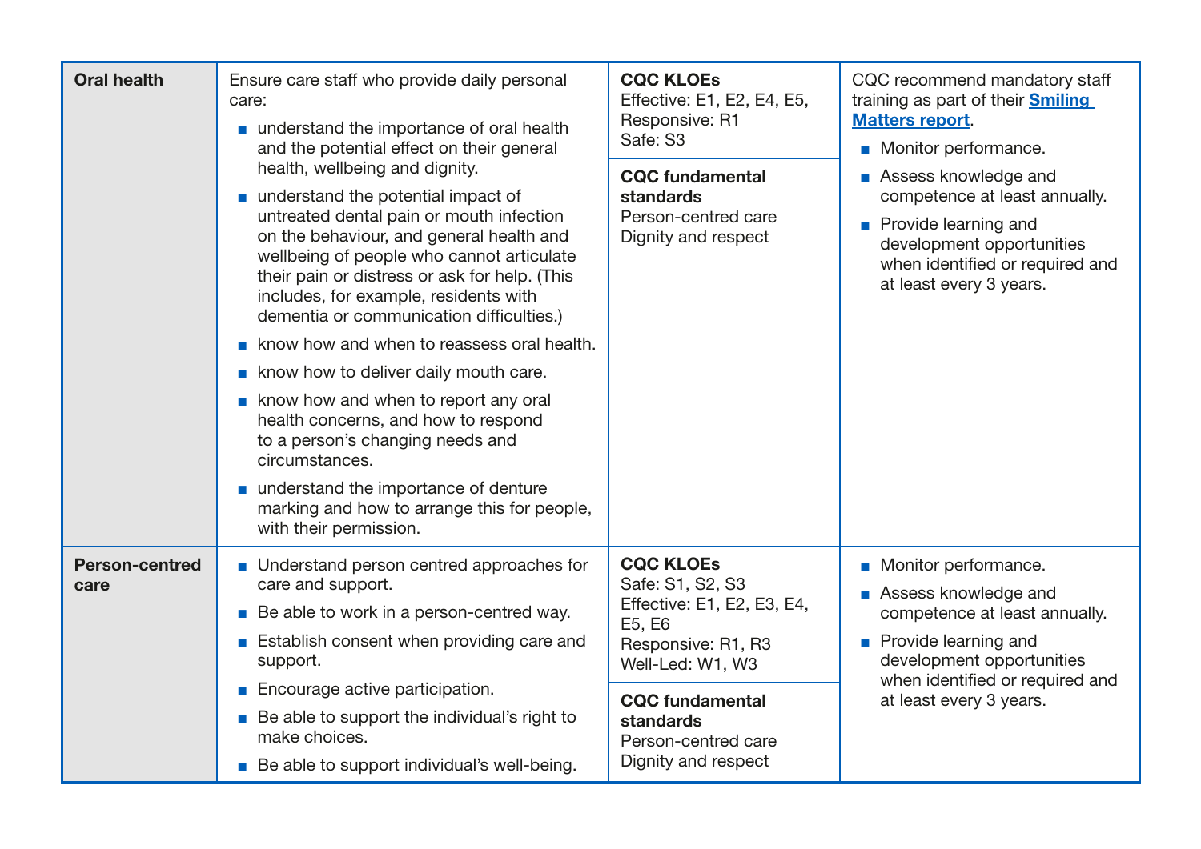| | | | |
|---|---|---|---|
| **Oral health** | Ensure care staff who provide daily personal care:<br>▪ understand the importance of oral health and the potential effect on their general health, wellbeing and dignity.<br>▪ understand the potential impact of untreated dental pain or mouth infection on the behaviour, and general health and wellbeing of people who cannot articulate their pain or distress or ask for help. (This includes, for example, residents with dementia or communication difficulties.)<br>▪ know how and when to reassess oral health.<br>▪ know how to deliver daily mouth care.<br>▪ know how and when to report any oral health concerns, and how to respond to a person's changing needs and circumstances.<br>▪ understand the importance of denture marking and how to arrange this for people, with their permission. | **CQC KLOEs**<br>Effective: E1, E2, E4, E5,<br>Responsive: R1<br>Safe: S3<br><br>**CQC fundamental standards**<br>Person-centred care<br>Dignity and respect | CQC recommend mandatory staff training as part of their **Smiling Matters report**.<br>▪ Monitor performance.<br>▪ Assess knowledge and competence at least annually.<br>▪ Provide learning and development opportunities when identified or required and at least every 3 years. |
| **Person-centred care** | ▪ Understand person centred approaches for care and support.<br>▪ Be able to work in a person-centred way.<br>▪ Establish consent when providing care and support.<br>▪ Encourage active participation.<br>▪ Be able to support the individual's right to make choices.<br>▪ Be able to support individual's well-being. | **CQC KLOEs**<br>Safe: S1, S2, S3<br>Effective: E1, E2, E3, E4, E5, E6<br>Responsive: R1, R3<br>Well-Led: W1, W3<br><br>**CQC fundamental standards**<br>Person-centred care<br>Dignity and respect | ▪ Monitor performance.<br>▪ Assess knowledge and competence at least annually.<br>▪ Provide learning and development opportunities when identified or required and at least every 3 years. |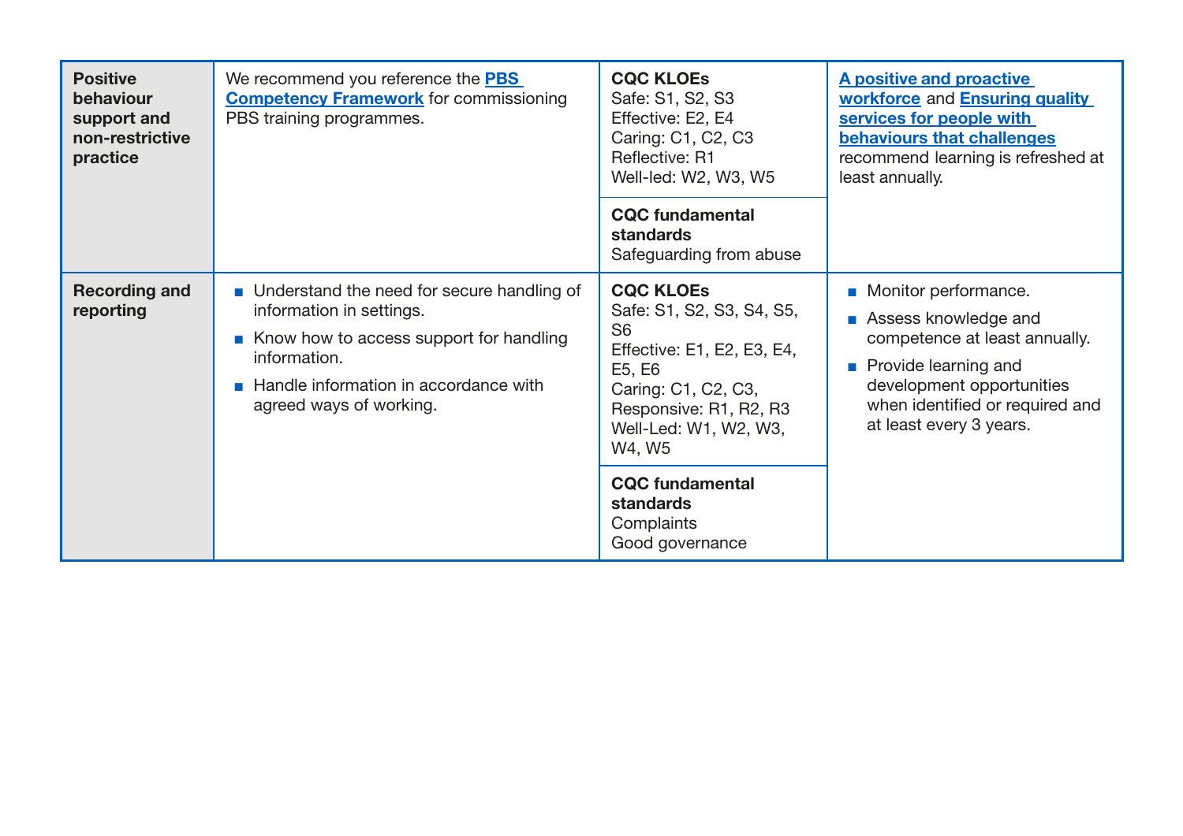| | | | |
|---|---|---|---|
| **Positive behaviour support and non-restrictive practice** | We recommend you reference the **PBS Competency Framework** for commissioning PBS training programmes. | **CQC KLOEs**<br>Safe: S1, S2, S3<br>Effective: E2, E4<br>Caring: C1, C2, C3<br>Reflective: R1<br>Well-led: W2, W3, W5<br><br>**CQC fundamental standards**<br>Safeguarding from abuse | **A positive and proactive workforce** and **Ensuring quality services for people with behaviours that challenges** recommend learning is refreshed at least annually. |
| **Recording and reporting** | ▪ Understand the need for secure handling of information in settings.<br>▪ Know how to access support for handling information.<br>▪ Handle information in accordance with agreed ways of working. | **CQC KLOEs**<br>Safe: S1, S2, S3, S4, S5, S6<br>Effective: E1, E2, E3, E4, E5, E6<br>Caring: C1, C2, C3,<br>Responsive: R1, R2, R3<br>Well-Led: W1, W2, W3, W4, W5<br><br>**CQC fundamental standards**<br>Complaints<br>Good governance | ▪ Monitor performance.<br>▪ Assess knowledge and competence at least annually.<br>▪ Provide learning and development opportunities when identified or required and at least every 3 years. |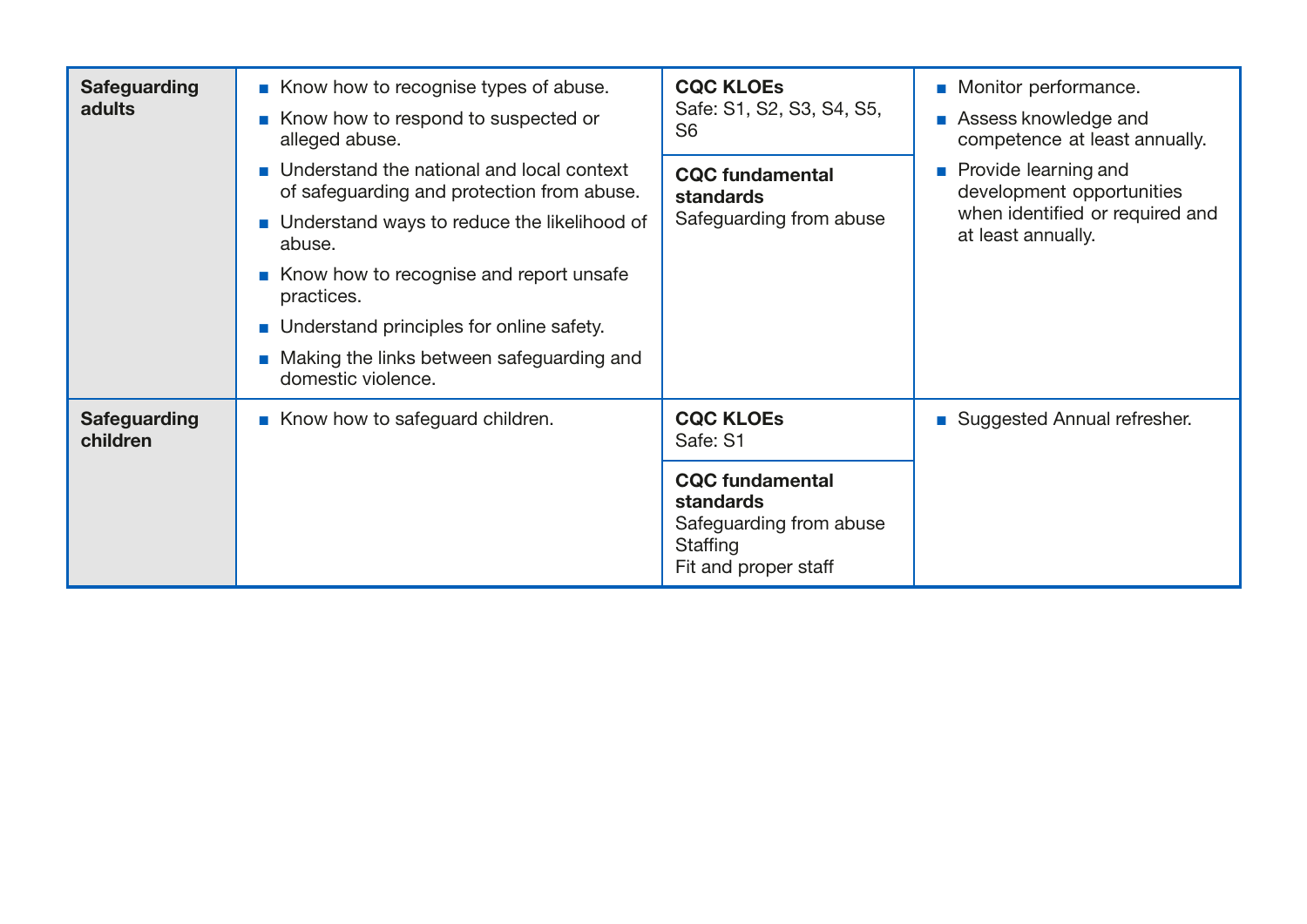| | | | |
|---|---|---|---|
| **Safeguarding adults** | ■ Know how to recognise types of abuse.<br>■ Know how to respond to suspected or alleged abuse.<br>■ Understand the national and local context of safeguarding and protection from abuse.<br>■ Understand ways to reduce the likelihood of abuse.<br>■ Know how to recognise and report unsafe practices.<br>■ Understand principles for online safety.<br>■ Making the links between safeguarding and domestic violence. | **CQC KLOEs**<br>Safe: S1, S2, S3, S4, S5, S6<br><br>**CQC fundamental standards**<br>Safeguarding from abuse | ■ Monitor performance.<br>■ Assess knowledge and competence at least annually.<br>■ Provide learning and development opportunities when identified or required and at least annually. |
| **Safeguarding children** | ■ Know how to safeguard children. | **CQC KLOEs**<br>Safe: S1<br><br>**CQC fundamental standards**<br>Safeguarding from abuse<br>Staffing<br>Fit and proper staff | ■ Suggested Annual refresher. |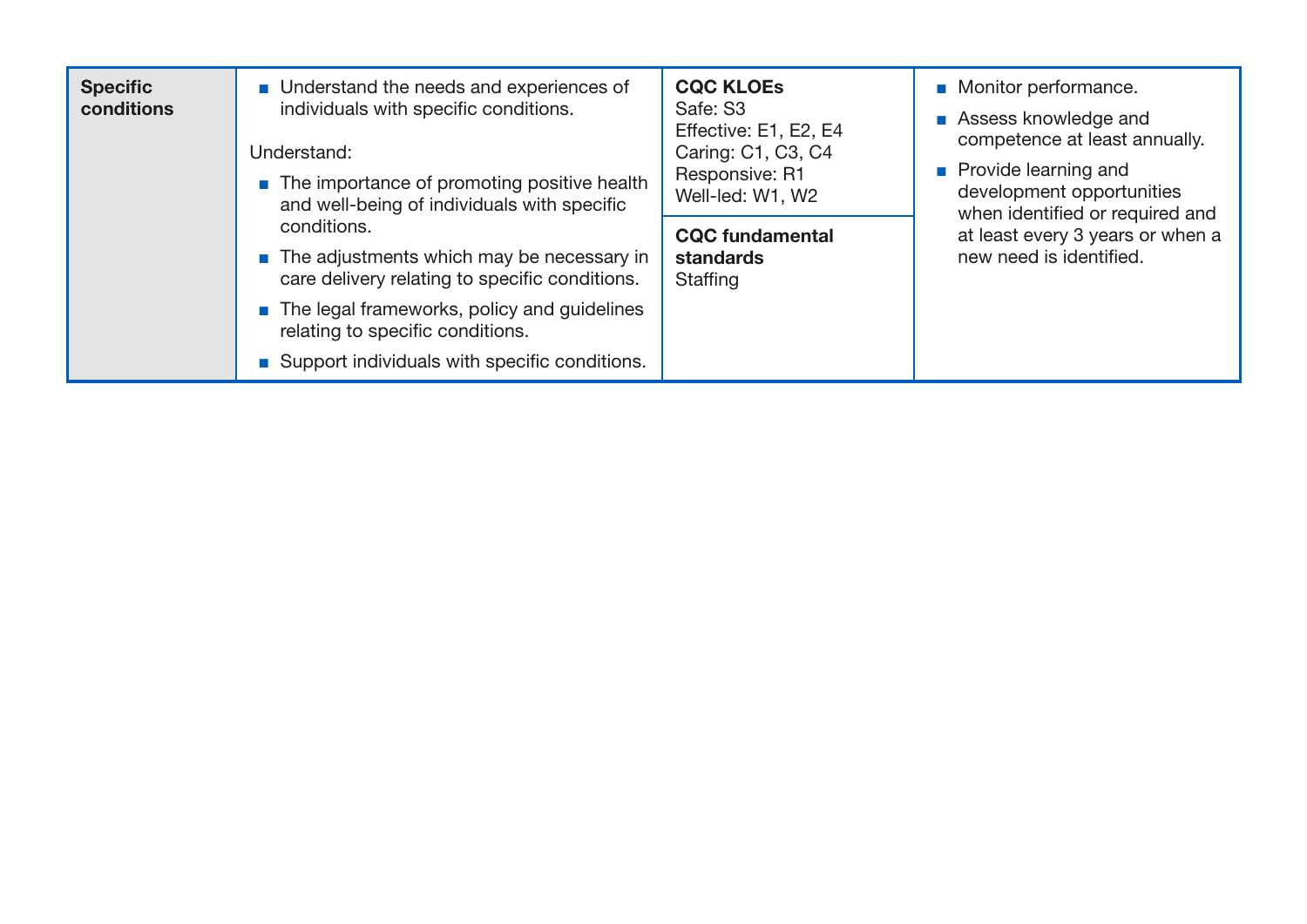| | | | |
|---|---|---|---|
| **Specific conditions** | ■ Understand the needs and experiences of individuals with specific conditions.<br><br>Understand:<br>■ The importance of promoting positive health and well-being of individuals with specific conditions.<br>■ The adjustments which may be necessary in care delivery relating to specific conditions.<br>■ The legal frameworks, policy and guidelines relating to specific conditions.<br>■ Support individuals with specific conditions. | **CQC KLOEs**<br>Safe: S3<br>Effective: E1, E2, E4<br>Caring: C1, C3, C4<br>Responsive: R1<br>Well-led: W1, W2<br><br>**CQC fundamental standards**<br>Staffing | ■ Monitor performance.<br>■ Assess knowledge and competence at least annually.<br>■ Provide learning and development opportunities when identified or required and at least every 3 years or when a new need is identified. |